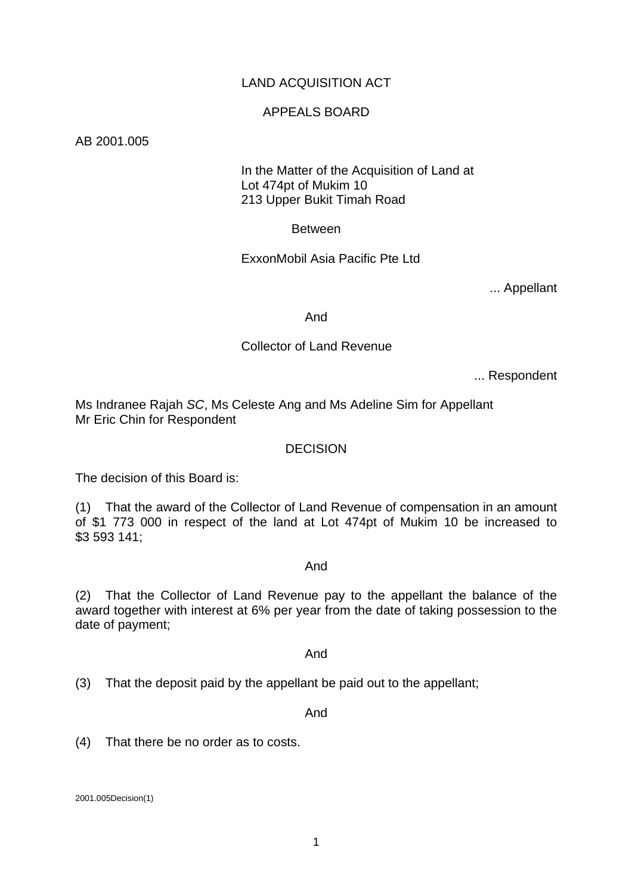# LAND ACQUISITION ACT

## APPEALS BOARD

AB 2001.005

In the Matter of the Acquisition of Land at
Lot 474pt of Mukim 10
213 Upper Bukit Timah Road

Between

ExxonMobil Asia Pacific Pte Ltd

... Appellant

And

Collector of Land Revenue

... Respondent

Ms Indranee Rajah *SC*, Ms Celeste Ang and Ms Adeline Sim for Appellant
Mr Eric Chin for Respondent

## DECISION

The decision of this Board is:

(1) That the award of the Collector of Land Revenue of compensation in an amount of $1 773 000 in respect of the land at Lot 474pt of Mukim 10 be increased to $3 593 141;

And

(2) That the Collector of Land Revenue pay to the appellant the balance of the award together with interest at 6% per year from the date of taking possession to the date of payment;

And

(3) That the deposit paid by the appellant be paid out to the appellant;

And

(4) That there be no order as to costs.

2001.005Decision(1)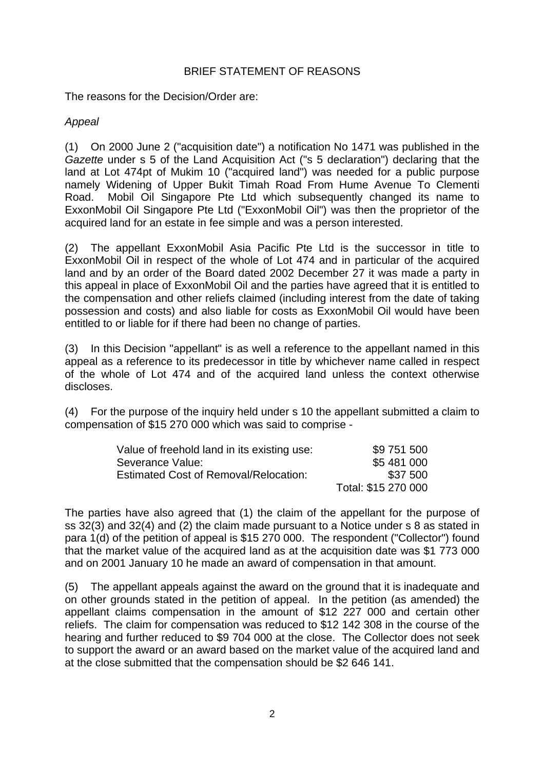## BRIEF STATEMENT OF REASONS

The reasons for the Decision/Order are:

*Appeal*

(1) On 2000 June 2 ("acquisition date") a notification No 1471 was published in the *Gazette* under s 5 of the Land Acquisition Act ("s 5 declaration") declaring that the land at Lot 474pt of Mukim 10 ("acquired land") was needed for a public purpose namely Widening of Upper Bukit Timah Road From Hume Avenue To Clementi Road. Mobil Oil Singapore Pte Ltd which subsequently changed its name to ExxonMobil Oil Singapore Pte Ltd ("ExxonMobil Oil") was then the proprietor of the acquired land for an estate in fee simple and was a person interested.

(2) The appellant ExxonMobil Asia Pacific Pte Ltd is the successor in title to ExxonMobil Oil in respect of the whole of Lot 474 and in particular of the acquired land and by an order of the Board dated 2002 December 27 it was made a party in this appeal in place of ExxonMobil Oil and the parties have agreed that it is entitled to the compensation and other reliefs claimed (including interest from the date of taking possession and costs) and also liable for costs as ExxonMobil Oil would have been entitled to or liable for if there had been no change of parties.

(3) In this Decision "appellant" is as well a reference to the appellant named in this appeal as a reference to its predecessor in title by whichever name called in respect of the whole of Lot 474 and of the acquired land unless the context otherwise discloses.

(4) For the purpose of the inquiry held under s 10 the appellant submitted a claim to compensation of $15 270 000 which was said to comprise -

| | |
|---|---|
| Value of freehold land in its existing use: | $9 751 500 |
| Severance Value: | $5 481 000 |
| Estimated Cost of Removal/Relocation: | $37 500 |
| | Total: $15 270 000 |

The parties have also agreed that (1) the claim of the appellant for the purpose of ss 32(3) and 32(4) and (2) the claim made pursuant to a Notice under s 8 as stated in para 1(d) of the petition of appeal is $15 270 000. The respondent ("Collector") found that the market value of the acquired land as at the acquisition date was $1 773 000 and on 2001 January 10 he made an award of compensation in that amount.

(5) The appellant appeals against the award on the ground that it is inadequate and on other grounds stated in the petition of appeal. In the petition (as amended) the appellant claims compensation in the amount of $12 227 000 and certain other reliefs. The claim for compensation was reduced to $12 142 308 in the course of the hearing and further reduced to $9 704 000 at the close. The Collector does not seek to support the award or an award based on the market value of the acquired land and at the close submitted that the compensation should be $2 646 141.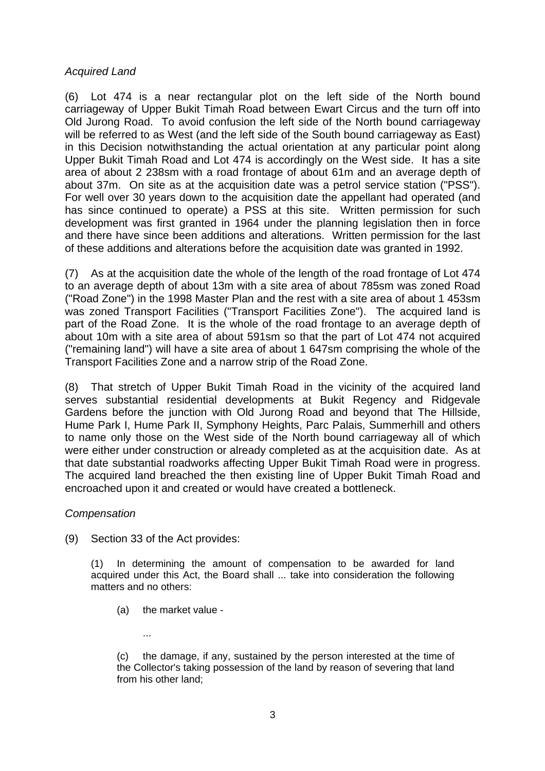*Acquired Land*

(6) Lot 474 is a near rectangular plot on the left side of the North bound carriageway of Upper Bukit Timah Road between Ewart Circus and the turn off into Old Jurong Road. To avoid confusion the left side of the North bound carriageway will be referred to as West (and the left side of the South bound carriageway as East) in this Decision notwithstanding the actual orientation at any particular point along Upper Bukit Timah Road and Lot 474 is accordingly on the West side. It has a site area of about 2 238sm with a road frontage of about 61m and an average depth of about 37m. On site as at the acquisition date was a petrol service station ("PSS"). For well over 30 years down to the acquisition date the appellant had operated (and has since continued to operate) a PSS at this site. Written permission for such development was first granted in 1964 under the planning legislation then in force and there have since been additions and alterations. Written permission for the last of these additions and alterations before the acquisition date was granted in 1992.

(7) As at the acquisition date the whole of the length of the road frontage of Lot 474 to an average depth of about 13m with a site area of about 785sm was zoned Road ("Road Zone") in the 1998 Master Plan and the rest with a site area of about 1 453sm was zoned Transport Facilities ("Transport Facilities Zone"). The acquired land is part of the Road Zone. It is the whole of the road frontage to an average depth of about 10m with a site area of about 591sm so that the part of Lot 474 not acquired ("remaining land") will have a site area of about 1 647sm comprising the whole of the Transport Facilities Zone and a narrow strip of the Road Zone.

(8) That stretch of Upper Bukit Timah Road in the vicinity of the acquired land serves substantial residential developments at Bukit Regency and Ridgevale Gardens before the junction with Old Jurong Road and beyond that The Hillside, Hume Park I, Hume Park II, Symphony Heights, Parc Palais, Summerhill and others to name only those on the West side of the North bound carriageway all of which were either under construction or already completed as at the acquisition date. As at that date substantial roadworks affecting Upper Bukit Timah Road were in progress. The acquired land breached the then existing line of Upper Bukit Timah Road and encroached upon it and created or would have created a bottleneck.

*Compensation*

(9) Section 33 of the Act provides:

> (1) In determining the amount of compensation to be awarded for land acquired under this Act, the Board shall ... take into consideration the following matters and no others:
>
> (a) the market value -
>
> ...
>
> (c) the damage, if any, sustained by the person interested at the time of the Collector's taking possession of the land by reason of severing that land from his other land;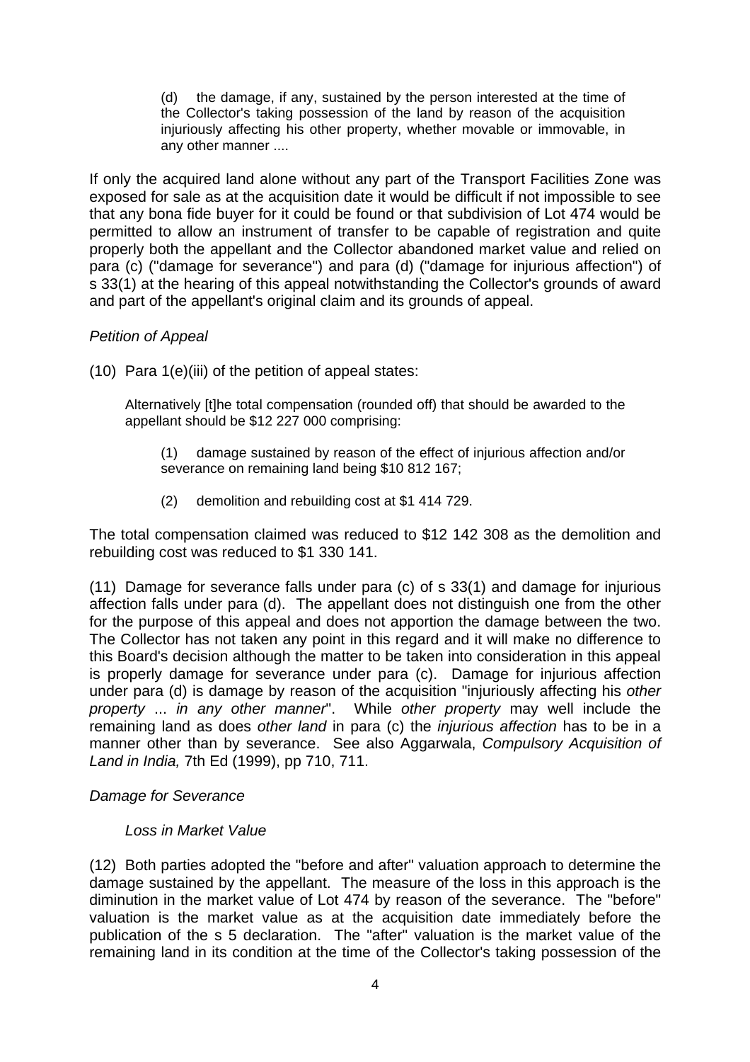> (d) the damage, if any, sustained by the person interested at the time of the Collector's taking possession of the land by reason of the acquisition injuriously affecting his other property, whether movable or immovable, in any other manner ....

If only the acquired land alone without any part of the Transport Facilities Zone was exposed for sale as at the acquisition date it would be difficult if not impossible to see that any bona fide buyer for it could be found or that subdivision of Lot 474 would be permitted to allow an instrument of transfer to be capable of registration and quite properly both the appellant and the Collector abandoned market value and relied on para (c) ("damage for severance") and para (d) ("damage for injurious affection") of s 33(1) at the hearing of this appeal notwithstanding the Collector's grounds of award and part of the appellant's original claim and its grounds of appeal.

*Petition of Appeal*

(10) Para 1(e)(iii) of the petition of appeal states:

> Alternatively [t]he total compensation (rounded off) that should be awarded to the appellant should be $12 227 000 comprising:
>
> (1) damage sustained by reason of the effect of injurious affection and/or severance on remaining land being $10 812 167;
>
> (2) demolition and rebuilding cost at $1 414 729.

The total compensation claimed was reduced to $12 142 308 as the demolition and rebuilding cost was reduced to $1 330 141.

(11) Damage for severance falls under para (c) of s 33(1) and damage for injurious affection falls under para (d). The appellant does not distinguish one from the other for the purpose of this appeal and does not apportion the damage between the two. The Collector has not taken any point in this regard and it will make no difference to this Board's decision although the matter to be taken into consideration in this appeal is properly damage for severance under para (c). Damage for injurious affection under para (d) is damage by reason of the acquisition "injuriously affecting his *other property ... in any other manner*". While *other property* may well include the remaining land as does *other land* in para (c) the *injurious affection* has to be in a manner other than by severance. See also Aggarwala, *Compulsory Acquisition of Land in India,* 7th Ed (1999), pp 710, 711.

*Damage for Severance*

*Loss in Market Value*

(12) Both parties adopted the "before and after" valuation approach to determine the damage sustained by the appellant. The measure of the loss in this approach is the diminution in the market value of Lot 474 by reason of the severance. The "before" valuation is the market value as at the acquisition date immediately before the publication of the s 5 declaration. The "after" valuation is the market value of the remaining land in its condition at the time of the Collector's taking possession of the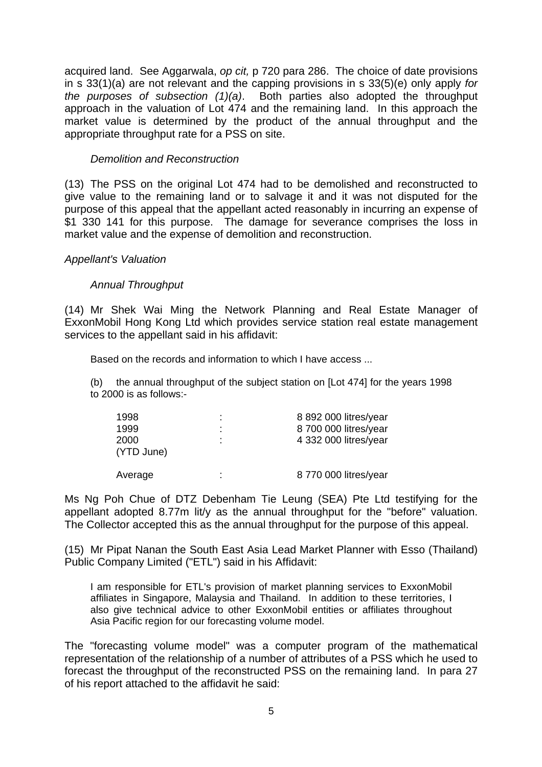acquired land. See Aggarwala, *op cit,* p 720 para 286. The choice of date provisions in s 33(1)(a) are not relevant and the capping provisions in s 33(5)(e) only apply *for the purposes of subsection (1)(a)*. Both parties also adopted the throughput approach in the valuation of Lot 474 and the remaining land. In this approach the market value is determined by the product of the annual throughput and the appropriate throughput rate for a PSS on site.

*Demolition and Reconstruction*

(13) The PSS on the original Lot 474 had to be demolished and reconstructed to give value to the remaining land or to salvage it and it was not disputed for the purpose of this appeal that the appellant acted reasonably in incurring an expense of $1 330 141 for this purpose. The damage for severance comprises the loss in market value and the expense of demolition and reconstruction.

*Appellant's Valuation*

*Annual Throughput*

(14) Mr Shek Wai Ming the Network Planning and Real Estate Manager of ExxonMobil Hong Kong Ltd which provides service station real estate management services to the appellant said in his affidavit:

> Based on the records and information to which I have access ...
>
> (b) the annual throughput of the subject station on [Lot 474] for the years 1998 to 2000 is as follows:-
>
> | | | |
> |---|---|---|
> | 1998 | : | 8 892 000 litres/year |
> | 1999 | : | 8 700 000 litres/year |
> | 2000 (YTD June) | : | 4 332 000 litres/year |
> | Average | : | 8 770 000 litres/year |

Ms Ng Poh Chue of DTZ Debenham Tie Leung (SEA) Pte Ltd testifying for the appellant adopted 8.77m lit/y as the annual throughput for the "before" valuation. The Collector accepted this as the annual throughput for the purpose of this appeal.

(15) Mr Pipat Nanan the South East Asia Lead Market Planner with Esso (Thailand) Public Company Limited ("ETL") said in his Affidavit:

> I am responsible for ETL's provision of market planning services to ExxonMobil affiliates in Singapore, Malaysia and Thailand. In addition to these territories, I also give technical advice to other ExxonMobil entities or affiliates throughout Asia Pacific region for our forecasting volume model.

The "forecasting volume model" was a computer program of the mathematical representation of the relationship of a number of attributes of a PSS which he used to forecast the throughput of the reconstructed PSS on the remaining land. In para 27 of his report attached to the affidavit he said: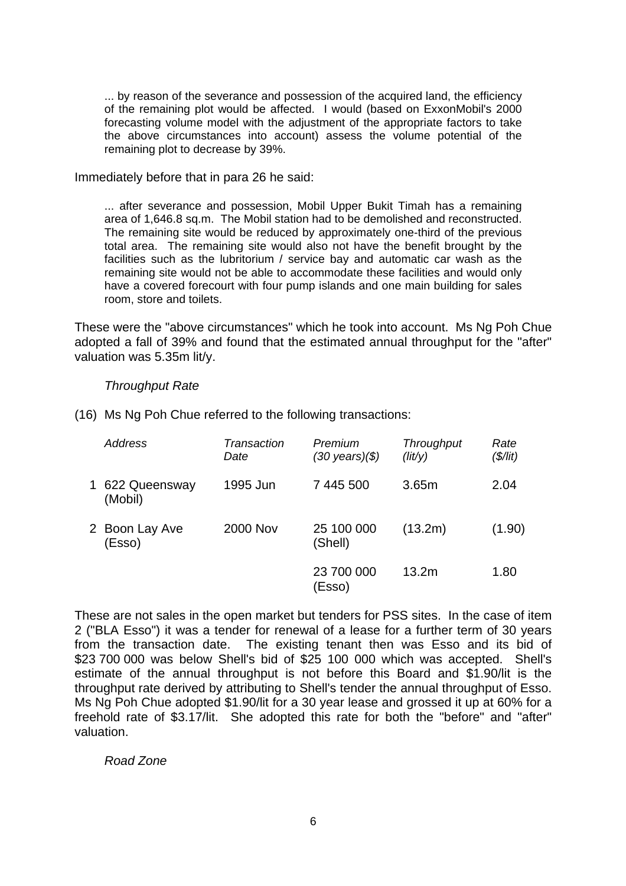> ... by reason of the severance and possession of the acquired land, the efficiency of the remaining plot would be affected. I would (based on ExxonMobil's 2000 forecasting volume model with the adjustment of the appropriate factors to take the above circumstances into account) assess the volume potential of the remaining plot to decrease by 39%.

Immediately before that in para 26 he said:

> ... after severance and possession, Mobil Upper Bukit Timah has a remaining area of 1,646.8 sq.m. The Mobil station had to be demolished and reconstructed. The remaining site would be reduced by approximately one-third of the previous total area. The remaining site would also not have the benefit brought by the facilities such as the lubritorium / service bay and automatic car wash as the remaining site would not be able to accommodate these facilities and would only have a covered forecourt with four pump islands and one main building for sales room, store and toilets.

These were the "above circumstances" which he took into account. Ms Ng Poh Chue adopted a fall of 39% and found that the estimated annual throughput for the "after" valuation was 5.35m lit/y.

*Throughput Rate*

(16) Ms Ng Poh Chue referred to the following transactions:

| | *Address* | *Transaction Date* | *Premium (30 years)($)* | *Throughput (lit/y)* | *Rate ($/lit)* |
|---|---|---|---|---|---|
| 1 | 622 Queensway (Mobil) | 1995 Jun | 7 445 500 | 3.65m | 2.04 |
| 2 | Boon Lay Ave (Esso) | 2000 Nov | 25 100 000 (Shell) | (13.2m) | (1.90) |
| | | | 23 700 000 (Esso) | 13.2m | 1.80 |

These are not sales in the open market but tenders for PSS sites. In the case of item 2 ("BLA Esso") it was a tender for renewal of a lease for a further term of 30 years from the transaction date. The existing tenant then was Esso and its bid of $23 700 000 was below Shell's bid of $25 100 000 which was accepted. Shell's estimate of the annual throughput is not before this Board and $1.90/lit is the throughput rate derived by attributing to Shell's tender the annual throughput of Esso. Ms Ng Poh Chue adopted $1.90/lit for a 30 year lease and grossed it up at 60% for a freehold rate of $3.17/lit. She adopted this rate for both the "before" and "after" valuation.

*Road Zone*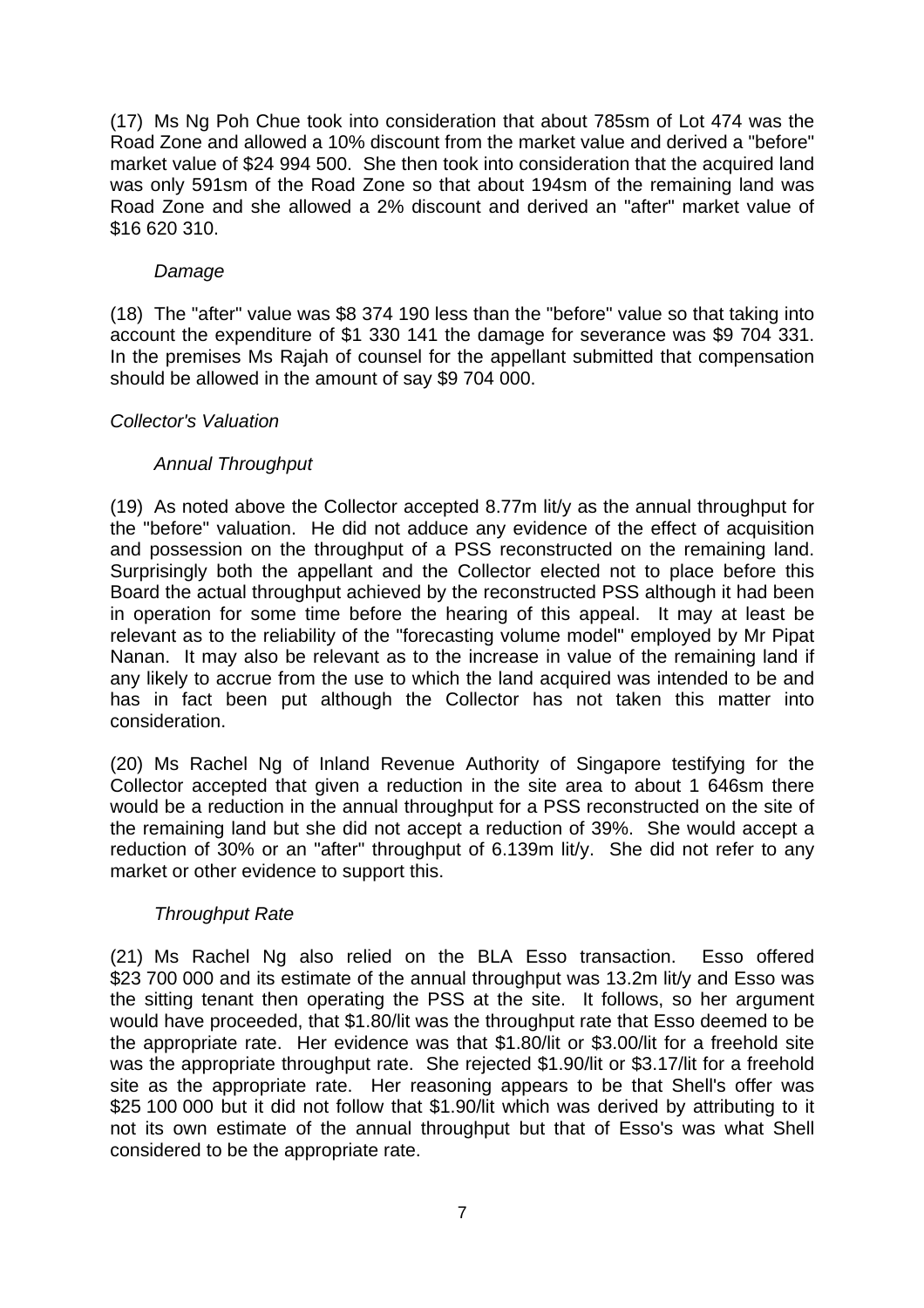(17) Ms Ng Poh Chue took into consideration that about 785sm of Lot 474 was the Road Zone and allowed a 10% discount from the market value and derived a "before" market value of $24 994 500. She then took into consideration that the acquired land was only 591sm of the Road Zone so that about 194sm of the remaining land was Road Zone and she allowed a 2% discount and derived an "after" market value of $16 620 310.

*Damage*

(18) The "after" value was $8 374 190 less than the "before" value so that taking into account the expenditure of $1 330 141 the damage for severance was $9 704 331. In the premises Ms Rajah of counsel for the appellant submitted that compensation should be allowed in the amount of say $9 704 000.

*Collector's Valuation*

*Annual Throughput*

(19) As noted above the Collector accepted 8.77m lit/y as the annual throughput for the "before" valuation. He did not adduce any evidence of the effect of acquisition and possession on the throughput of a PSS reconstructed on the remaining land. Surprisingly both the appellant and the Collector elected not to place before this Board the actual throughput achieved by the reconstructed PSS although it had been in operation for some time before the hearing of this appeal. It may at least be relevant as to the reliability of the "forecasting volume model" employed by Mr Pipat Nanan. It may also be relevant as to the increase in value of the remaining land if any likely to accrue from the use to which the land acquired was intended to be and has in fact been put although the Collector has not taken this matter into consideration.

(20) Ms Rachel Ng of Inland Revenue Authority of Singapore testifying for the Collector accepted that given a reduction in the site area to about 1 646sm there would be a reduction in the annual throughput for a PSS reconstructed on the site of the remaining land but she did not accept a reduction of 39%. She would accept a reduction of 30% or an "after" throughput of 6.139m lit/y. She did not refer to any market or other evidence to support this.

*Throughput Rate*

(21) Ms Rachel Ng also relied on the BLA Esso transaction. Esso offered $23 700 000 and its estimate of the annual throughput was 13.2m lit/y and Esso was the sitting tenant then operating the PSS at the site. It follows, so her argument would have proceeded, that $1.80/lit was the throughput rate that Esso deemed to be the appropriate rate. Her evidence was that $1.80/lit or $3.00/lit for a freehold site was the appropriate throughput rate. She rejected $1.90/lit or $3.17/lit for a freehold site as the appropriate rate. Her reasoning appears to be that Shell's offer was $25 100 000 but it did not follow that $1.90/lit which was derived by attributing to it not its own estimate of the annual throughput but that of Esso's was what Shell considered to be the appropriate rate.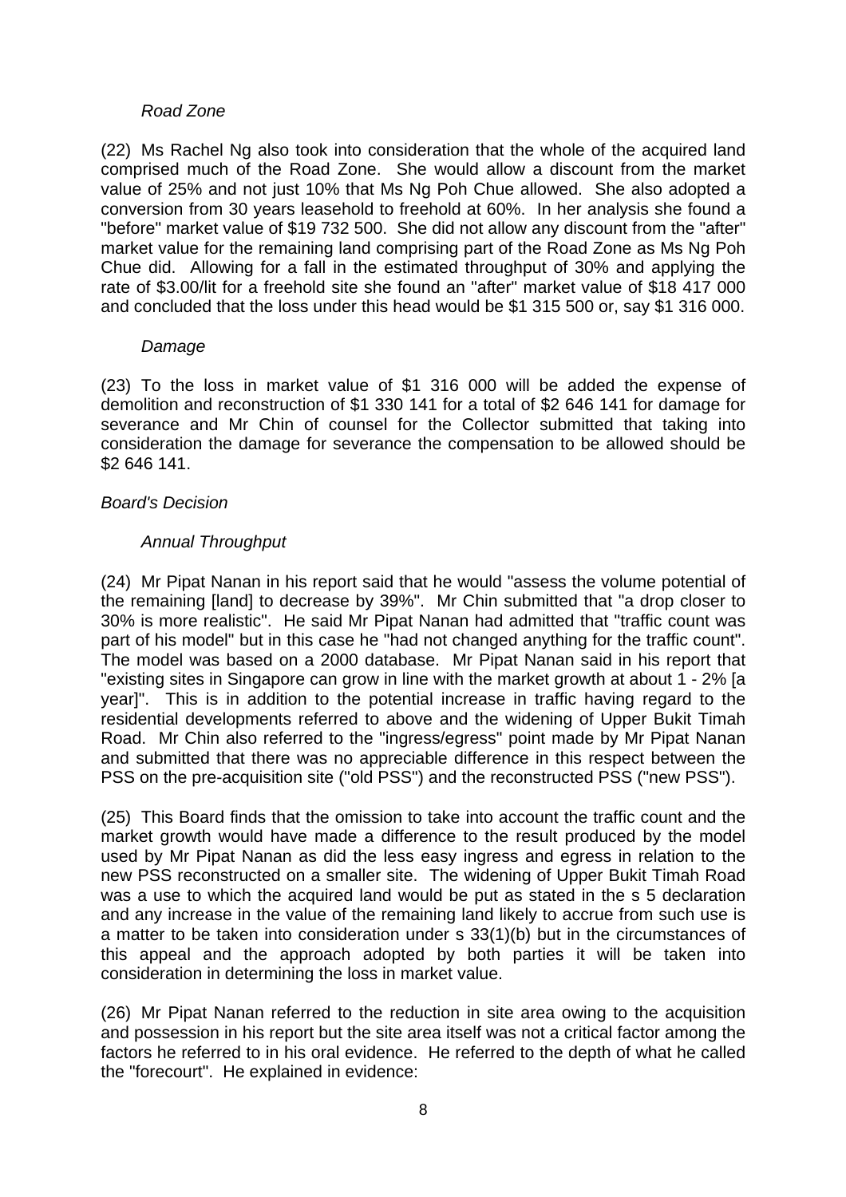*Road Zone*

(22) Ms Rachel Ng also took into consideration that the whole of the acquired land comprised much of the Road Zone. She would allow a discount from the market value of 25% and not just 10% that Ms Ng Poh Chue allowed. She also adopted a conversion from 30 years leasehold to freehold at 60%. In her analysis she found a "before" market value of $19 732 500. She did not allow any discount from the "after" market value for the remaining land comprising part of the Road Zone as Ms Ng Poh Chue did. Allowing for a fall in the estimated throughput of 30% and applying the rate of $3.00/lit for a freehold site she found an "after" market value of $18 417 000 and concluded that the loss under this head would be $1 315 500 or, say $1 316 000.

*Damage*

(23) To the loss in market value of $1 316 000 will be added the expense of demolition and reconstruction of $1 330 141 for a total of $2 646 141 for damage for severance and Mr Chin of counsel for the Collector submitted that taking into consideration the damage for severance the compensation to be allowed should be $2 646 141.

*Board's Decision*

*Annual Throughput*

(24) Mr Pipat Nanan in his report said that he would "assess the volume potential of the remaining [land] to decrease by 39%". Mr Chin submitted that "a drop closer to 30% is more realistic". He said Mr Pipat Nanan had admitted that "traffic count was part of his model" but in this case he "had not changed anything for the traffic count". The model was based on a 2000 database. Mr Pipat Nanan said in his report that "existing sites in Singapore can grow in line with the market growth at about 1 - 2% [a year]". This is in addition to the potential increase in traffic having regard to the residential developments referred to above and the widening of Upper Bukit Timah Road. Mr Chin also referred to the "ingress/egress" point made by Mr Pipat Nanan and submitted that there was no appreciable difference in this respect between the PSS on the pre-acquisition site ("old PSS") and the reconstructed PSS ("new PSS").

(25) This Board finds that the omission to take into account the traffic count and the market growth would have made a difference to the result produced by the model used by Mr Pipat Nanan as did the less easy ingress and egress in relation to the new PSS reconstructed on a smaller site. The widening of Upper Bukit Timah Road was a use to which the acquired land would be put as stated in the s 5 declaration and any increase in the value of the remaining land likely to accrue from such use is a matter to be taken into consideration under s 33(1)(b) but in the circumstances of this appeal and the approach adopted by both parties it will be taken into consideration in determining the loss in market value.

(26) Mr Pipat Nanan referred to the reduction in site area owing to the acquisition and possession in his report but the site area itself was not a critical factor among the factors he referred to in his oral evidence. He referred to the depth of what he called the "forecourt". He explained in evidence: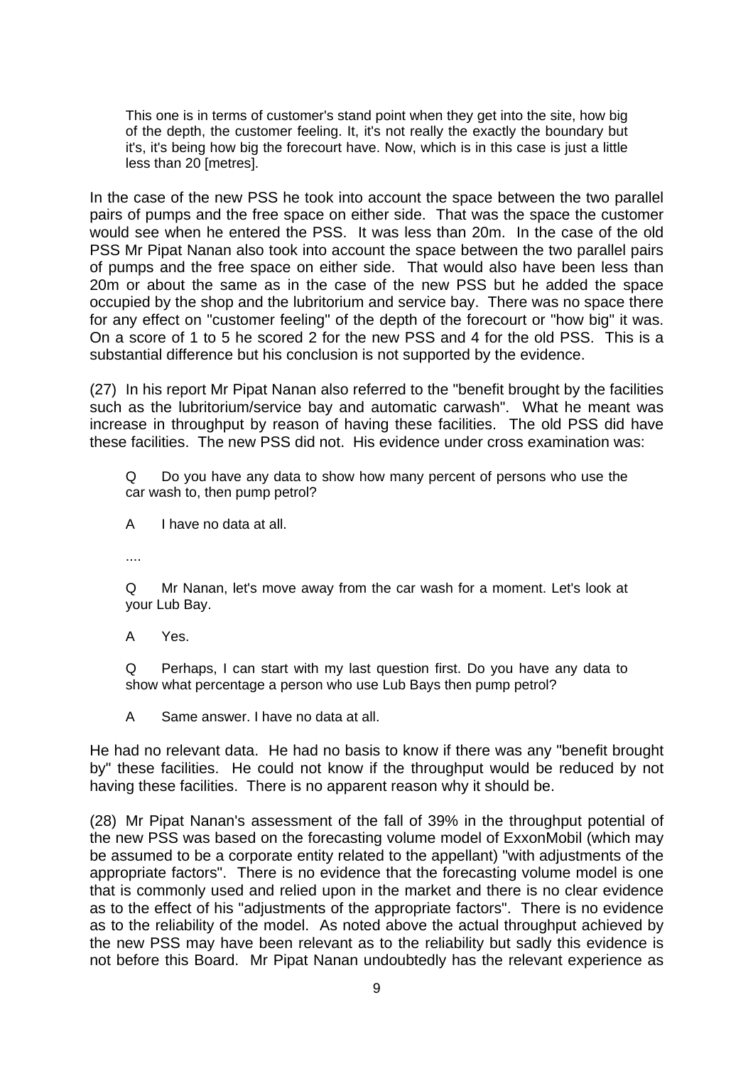> This one is in terms of customer's stand point when they get into the site, how big of the depth, the customer feeling. It, it's not really the exactly the boundary but it's, it's being how big the forecourt have. Now, which is in this case is just a little less than 20 [metres].

In the case of the new PSS he took into account the space between the two parallel pairs of pumps and the free space on either side. That was the space the customer would see when he entered the PSS. It was less than 20m. In the case of the old PSS Mr Pipat Nanan also took into account the space between the two parallel pairs of pumps and the free space on either side. That would also have been less than 20m or about the same as in the case of the new PSS but he added the space occupied by the shop and the lubritorium and service bay. There was no space there for any effect on "customer feeling" of the depth of the forecourt or "how big" it was. On a score of 1 to 5 he scored 2 for the new PSS and 4 for the old PSS. This is a substantial difference but his conclusion is not supported by the evidence.

(27) In his report Mr Pipat Nanan also referred to the "benefit brought by the facilities such as the lubritorium/service bay and automatic carwash". What he meant was increase in throughput by reason of having these facilities. The old PSS did have these facilities. The new PSS did not. His evidence under cross examination was:

> Q Do you have any data to show how many percent of persons who use the car wash to, then pump petrol?
>
> A I have no data at all.
>
> ....
>
> Q Mr Nanan, let's move away from the car wash for a moment. Let's look at your Lub Bay.
>
> A Yes.
>
> Q Perhaps, I can start with my last question first. Do you have any data to show what percentage a person who use Lub Bays then pump petrol?
>
> A Same answer. I have no data at all.

He had no relevant data. He had no basis to know if there was any "benefit brought by" these facilities. He could not know if the throughput would be reduced by not having these facilities. There is no apparent reason why it should be.

(28) Mr Pipat Nanan's assessment of the fall of 39% in the throughput potential of the new PSS was based on the forecasting volume model of ExxonMobil (which may be assumed to be a corporate entity related to the appellant) "with adjustments of the appropriate factors". There is no evidence that the forecasting volume model is one that is commonly used and relied upon in the market and there is no clear evidence as to the effect of his "adjustments of the appropriate factors". There is no evidence as to the reliability of the model. As noted above the actual throughput achieved by the new PSS may have been relevant as to the reliability but sadly this evidence is not before this Board. Mr Pipat Nanan undoubtedly has the relevant experience as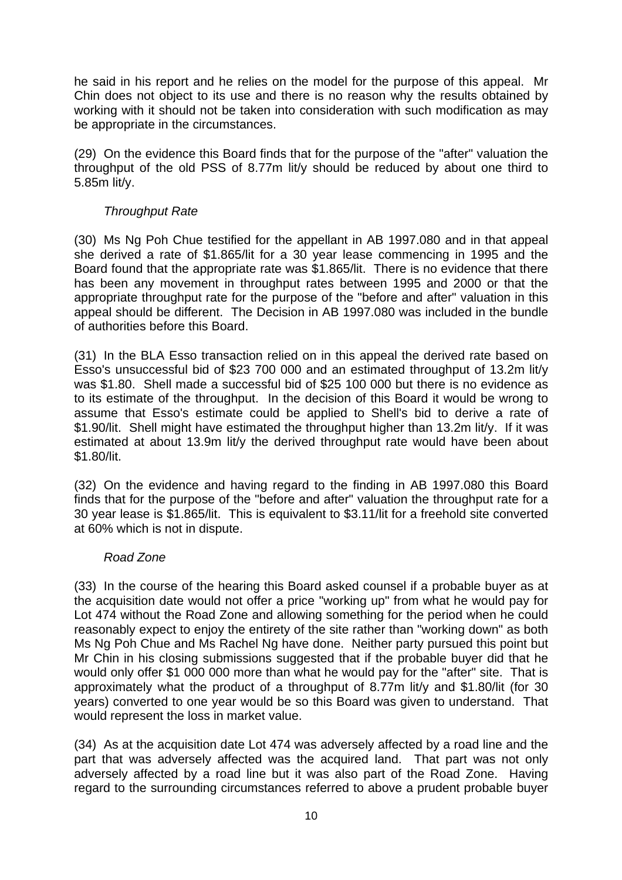he said in his report and he relies on the model for the purpose of this appeal. Mr Chin does not object to its use and there is no reason why the results obtained by working with it should not be taken into consideration with such modification as may be appropriate in the circumstances.

(29) On the evidence this Board finds that for the purpose of the "after" valuation the throughput of the old PSS of 8.77m lit/y should be reduced by about one third to 5.85m lit/y.

*Throughput Rate*

(30) Ms Ng Poh Chue testified for the appellant in AB 1997.080 and in that appeal she derived a rate of $1.865/lit for a 30 year lease commencing in 1995 and the Board found that the appropriate rate was $1.865/lit. There is no evidence that there has been any movement in throughput rates between 1995 and 2000 or that the appropriate throughput rate for the purpose of the "before and after" valuation in this appeal should be different. The Decision in AB 1997.080 was included in the bundle of authorities before this Board.

(31) In the BLA Esso transaction relied on in this appeal the derived rate based on Esso's unsuccessful bid of $23 700 000 and an estimated throughput of 13.2m lit/y was $1.80. Shell made a successful bid of $25 100 000 but there is no evidence as to its estimate of the throughput. In the decision of this Board it would be wrong to assume that Esso's estimate could be applied to Shell's bid to derive a rate of $1.90/lit. Shell might have estimated the throughput higher than 13.2m lit/y. If it was estimated at about 13.9m lit/y the derived throughput rate would have been about $1.80/lit.

(32) On the evidence and having regard to the finding in AB 1997.080 this Board finds that for the purpose of the "before and after" valuation the throughput rate for a 30 year lease is $1.865/lit. This is equivalent to $3.11/lit for a freehold site converted at 60% which is not in dispute.

*Road Zone*

(33) In the course of the hearing this Board asked counsel if a probable buyer as at the acquisition date would not offer a price "working up" from what he would pay for Lot 474 without the Road Zone and allowing something for the period when he could reasonably expect to enjoy the entirety of the site rather than "working down" as both Ms Ng Poh Chue and Ms Rachel Ng have done. Neither party pursued this point but Mr Chin in his closing submissions suggested that if the probable buyer did that he would only offer $1 000 000 more than what he would pay for the "after" site. That is approximately what the product of a throughput of 8.77m lit/y and $1.80/lit (for 30 years) converted to one year would be so this Board was given to understand. That would represent the loss in market value.

(34) As at the acquisition date Lot 474 was adversely affected by a road line and the part that was adversely affected was the acquired land. That part was not only adversely affected by a road line but it was also part of the Road Zone. Having regard to the surrounding circumstances referred to above a prudent probable buyer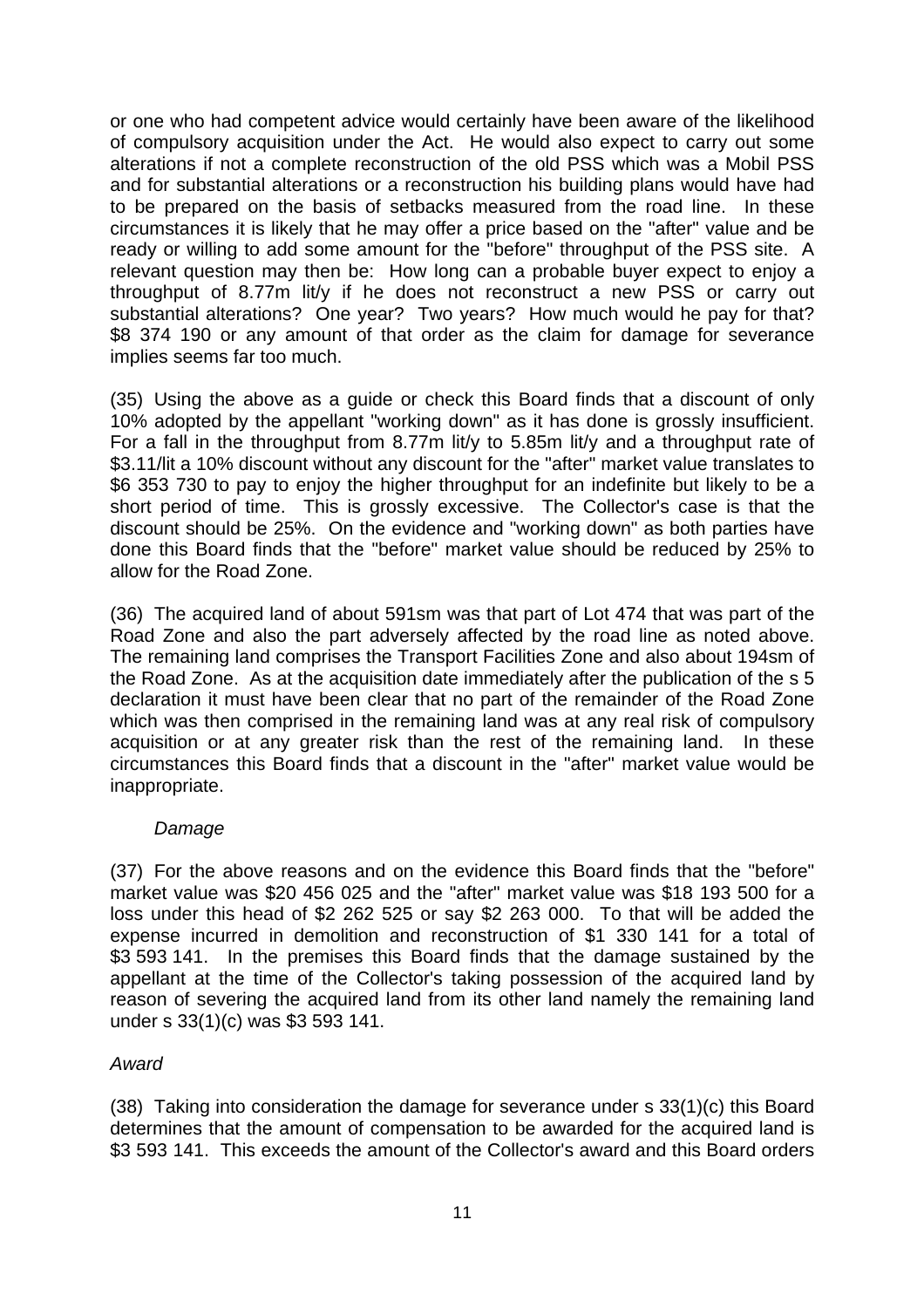or one who had competent advice would certainly have been aware of the likelihood of compulsory acquisition under the Act. He would also expect to carry out some alterations if not a complete reconstruction of the old PSS which was a Mobil PSS and for substantial alterations or a reconstruction his building plans would have had to be prepared on the basis of setbacks measured from the road line. In these circumstances it is likely that he may offer a price based on the "after" value and be ready or willing to add some amount for the "before" throughput of the PSS site. A relevant question may then be: How long can a probable buyer expect to enjoy a throughput of 8.77m lit/y if he does not reconstruct a new PSS or carry out substantial alterations? One year? Two years? How much would he pay for that? \$8 374 190 or any amount of that order as the claim for damage for severance implies seems far too much.

(35) Using the above as a guide or check this Board finds that a discount of only 10% adopted by the appellant "working down" as it has done is grossly insufficient. For a fall in the throughput from 8.77m lit/y to 5.85m lit/y and a throughput rate of \$3.11/lit a 10% discount without any discount for the "after" market value translates to \$6 353 730 to pay to enjoy the higher throughput for an indefinite but likely to be a short period of time. This is grossly excessive. The Collector's case is that the discount should be 25%. On the evidence and "working down" as both parties have done this Board finds that the "before" market value should be reduced by 25% to allow for the Road Zone.

(36) The acquired land of about 591sm was that part of Lot 474 that was part of the Road Zone and also the part adversely affected by the road line as noted above. The remaining land comprises the Transport Facilities Zone and also about 194sm of the Road Zone. As at the acquisition date immediately after the publication of the s 5 declaration it must have been clear that no part of the remainder of the Road Zone which was then comprised in the remaining land was at any real risk of compulsory acquisition or at any greater risk than the rest of the remaining land. In these circumstances this Board finds that a discount in the "after" market value would be inappropriate.

*Damage*

(37) For the above reasons and on the evidence this Board finds that the "before" market value was \$20 456 025 and the "after" market value was \$18 193 500 for a loss under this head of \$2 262 525 or say \$2 263 000. To that will be added the expense incurred in demolition and reconstruction of \$1 330 141 for a total of \$3 593 141. In the premises this Board finds that the damage sustained by the appellant at the time of the Collector's taking possession of the acquired land by reason of severing the acquired land from its other land namely the remaining land under s 33(1)(c) was \$3 593 141.

*Award*

(38) Taking into consideration the damage for severance under s 33(1)(c) this Board determines that the amount of compensation to be awarded for the acquired land is \$3 593 141. This exceeds the amount of the Collector's award and this Board orders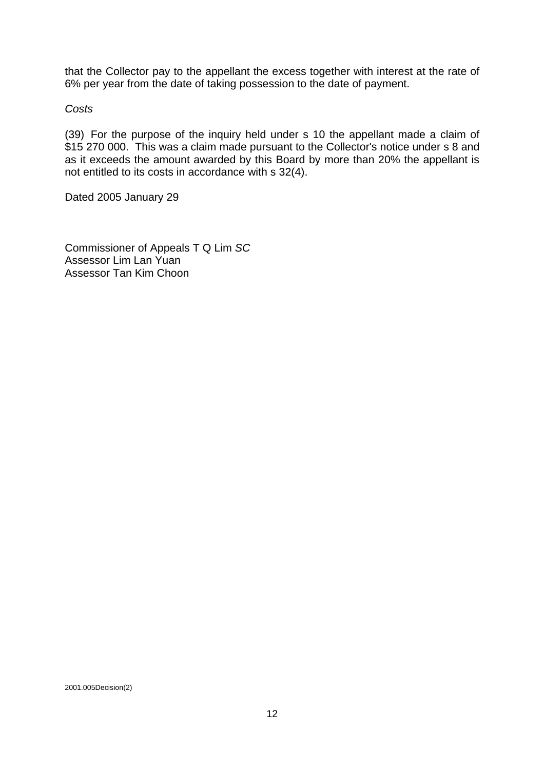that the Collector pay to the appellant the excess together with interest at the rate of 6% per year from the date of taking possession to the date of payment.

*Costs*

(39) For the purpose of the inquiry held under s 10 the appellant made a claim of $15 270 000. This was a claim made pursuant to the Collector's notice under s 8 and as it exceeds the amount awarded by this Board by more than 20% the appellant is not entitled to its costs in accordance with s 32(4).

Dated 2005 January 29

Commissioner of Appeals T Q Lim *SC*
Assessor Lim Lan Yuan
Assessor Tan Kim Choon

2001.005Decision(2)